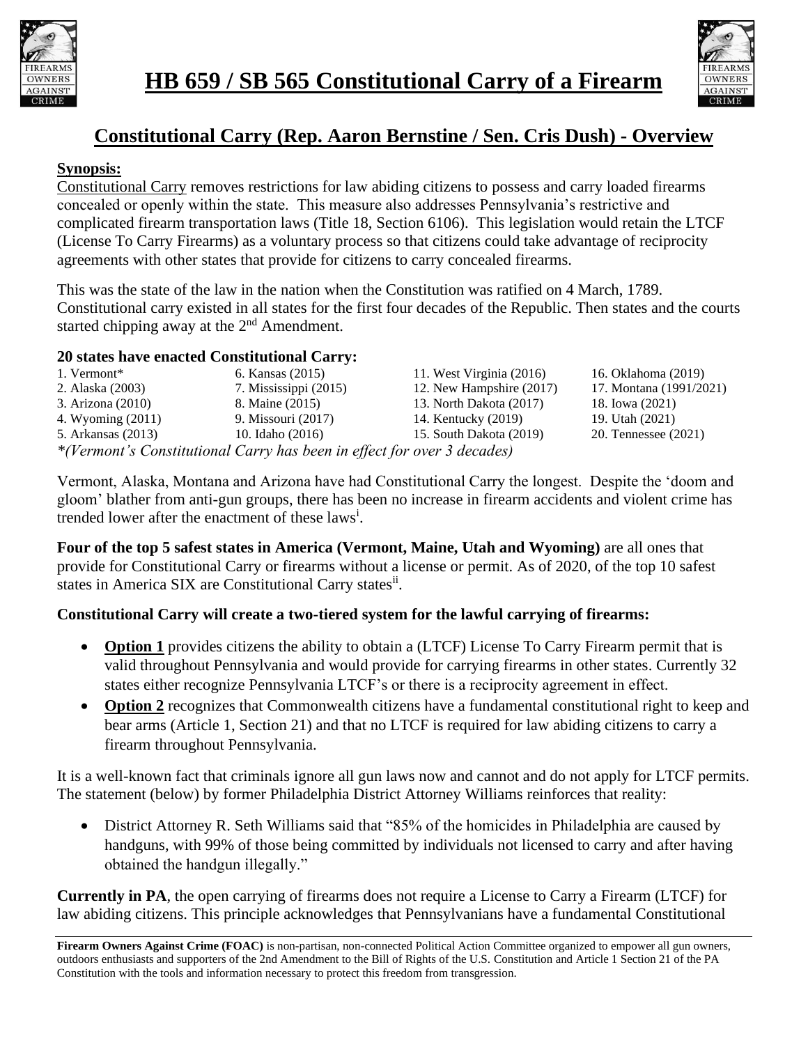# HB 659 / SB 565 Constitutional Carry of a Firearm

## Constitutional Carry (Rep. Aaron Bernstine / Sen. Cris Dush) - Overview

**Synopsis:**

Constitutional Carry removes restrictions for law abiding citizens to possess and carry loaded firearms concealed or openly within the state. This measure also addresses Pennsylvania's restrictive and complicated firearm transportation laws (Title 18, Section 6106). This legislation would retain the LTCF (License To Carry Firearms) as a voluntary process so that citizens could take advantage of reciprocity agreements with other states that provide for citizens to carry concealed firearms.

This was the state of the law in the nation when the Constitution was ratified on 4 March, 1789. Constitutional carry existed in all states for the first four decades of the Republic. Then states and the courts started chipping away at the 2nd Amendment.

**20 states have enacted Constitutional Carry:**

1. Vermont*
2. Alaska (2003)
3. Arizona (2010)
4. Wyoming (2011)
5. Arkansas (2013)
6. Kansas (2015)
7. Mississippi (2015)
8. Maine (2015)
9. Missouri (2017)
10. Idaho (2016)
11. West Virginia (2016)
12. New Hampshire (2017)
13. North Dakota (2017)
14. Kentucky (2019)
15. South Dakota (2019)
16. Oklahoma (2019)
17. Montana (1991/2021)
18. Iowa (2021)
19. Utah (2021)
20. Tennessee (2021)

*\*(Vermont's Constitutional Carry has been in effect for over 3 decades)*

Vermont, Alaska, Montana and Arizona have had Constitutional Carry the longest. Despite the 'doom and gloom' blather from anti-gun groups, there has been no increase in firearm accidents and violent crime has trended lower after the enactment of these laws[i].

**Four of the top 5 safest states in America (Vermont, Maine, Utah and Wyoming)** are all ones that provide for Constitutional Carry or firearms without a license or permit. As of 2020, of the top 10 safest states in America SIX are Constitutional Carry states[ii].

**Constitutional Carry will create a two-tiered system for the lawful carrying of firearms:**

- **Option 1** provides citizens the ability to obtain a (LTCF) License To Carry Firearm permit that is valid throughout Pennsylvania and would provide for carrying firearms in other states. Currently 32 states either recognize Pennsylvania LTCF's or there is a reciprocity agreement in effect.
- **Option 2** recognizes that Commonwealth citizens have a fundamental constitutional right to keep and bear arms (Article 1, Section 21) and that no LTCF is required for law abiding citizens to carry a firearm throughout Pennsylvania.

It is a well-known fact that criminals ignore all gun laws now and cannot and do not apply for LTCF permits. The statement (below) by former Philadelphia District Attorney Williams reinforces that reality:

- District Attorney R. Seth Williams said that "85% of the homicides in Philadelphia are caused by handguns, with 99% of those being committed by individuals not licensed to carry and after having obtained the handgun illegally."

**Currently in PA**, the open carrying of firearms does not require a License to Carry a Firearm (LTCF) for law abiding citizens. This principle acknowledges that Pennsylvanians have a fundamental Constitutional

**Firearm Owners Against Crime (FOAC)** is non-partisan, non-connected Political Action Committee organized to empower all gun owners, outdoors enthusiasts and supporters of the 2nd Amendment to the Bill of Rights of the U.S. Constitution and Article 1 Section 21 of the PA Constitution with the tools and information necessary to protect this freedom from transgression.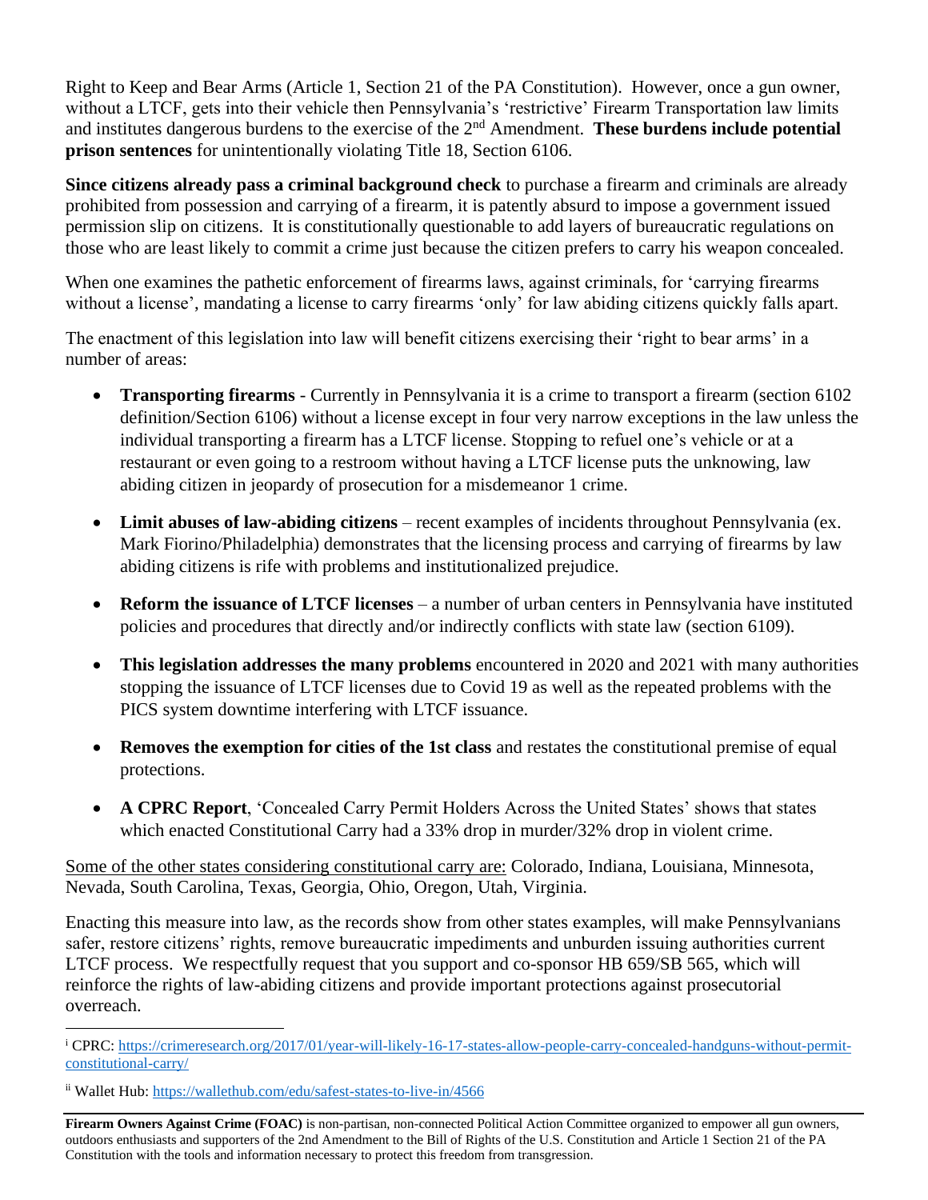Right to Keep and Bear Arms (Article 1, Section 21 of the PA Constitution). However, once a gun owner, without a LTCF, gets into their vehicle then Pennsylvania's 'restrictive' Firearm Transportation law limits and institutes dangerous burdens to the exercise of the 2nd Amendment. **These burdens include potential prison sentences** for unintentionally violating Title 18, Section 6106.

**Since citizens already pass a criminal background check** to purchase a firearm and criminals are already prohibited from possession and carrying of a firearm, it is patently absurd to impose a government issued permission slip on citizens. It is constitutionally questionable to add layers of bureaucratic regulations on those who are least likely to commit a crime just because the citizen prefers to carry his weapon concealed.

When one examines the pathetic enforcement of firearms laws, against criminals, for 'carrying firearms without a license', mandating a license to carry firearms 'only' for law abiding citizens quickly falls apart.

The enactment of this legislation into law will benefit citizens exercising their 'right to bear arms' in a number of areas:

- **Transporting firearms** - Currently in Pennsylvania it is a crime to transport a firearm (section 6102 definition/Section 6106) without a license except in four very narrow exceptions in the law unless the individual transporting a firearm has a LTCF license. Stopping to refuel one's vehicle or at a restaurant or even going to a restroom without having a LTCF license puts the unknowing, law abiding citizen in jeopardy of prosecution for a misdemeanor 1 crime.
- **Limit abuses of law-abiding citizens** – recent examples of incidents throughout Pennsylvania (ex. Mark Fiorino/Philadelphia) demonstrates that the licensing process and carrying of firearms by law abiding citizens is rife with problems and institutionalized prejudice.
- **Reform the issuance of LTCF licenses** – a number of urban centers in Pennsylvania have instituted policies and procedures that directly and/or indirectly conflicts with state law (section 6109).
- **This legislation addresses the many problems** encountered in 2020 and 2021 with many authorities stopping the issuance of LTCF licenses due to Covid 19 as well as the repeated problems with the PICS system downtime interfering with LTCF issuance.
- **Removes the exemption for cities of the 1st class** and restates the constitutional premise of equal protections.
- **A CPRC Report**, 'Concealed Carry Permit Holders Across the United States' shows that states which enacted Constitutional Carry had a 33% drop in murder/32% drop in violent crime.

<u>Some of the other states considering constitutional carry are:</u> Colorado, Indiana, Louisiana, Minnesota, Nevada, South Carolina, Texas, Georgia, Ohio, Oregon, Utah, Virginia.

Enacting this measure into law, as the records show from other states examples, will make Pennsylvanians safer, restore citizens' rights, remove bureaucratic impediments and unburden issuing authorities current LTCF process. We respectfully request that you support and co-sponsor HB 659/SB 565, which will reinforce the rights of law-abiding citizens and provide important protections against prosecutorial overreach.

---

[i] CPRC: https://crimeresearch.org/2017/01/year-will-likely-16-17-states-allow-people-carry-concealed-handguns-without-permit-constitutional-carry/

[ii] Wallet Hub: https://wallethub.com/edu/safest-states-to-live-in/4566

**Firearm Owners Against Crime (FOAC)** is non-partisan, non-connected Political Action Committee organized to empower all gun owners, outdoors enthusiasts and supporters of the 2nd Amendment to the Bill of Rights of the U.S. Constitution and Article 1 Section 21 of the PA Constitution with the tools and information necessary to protect this freedom from transgression.